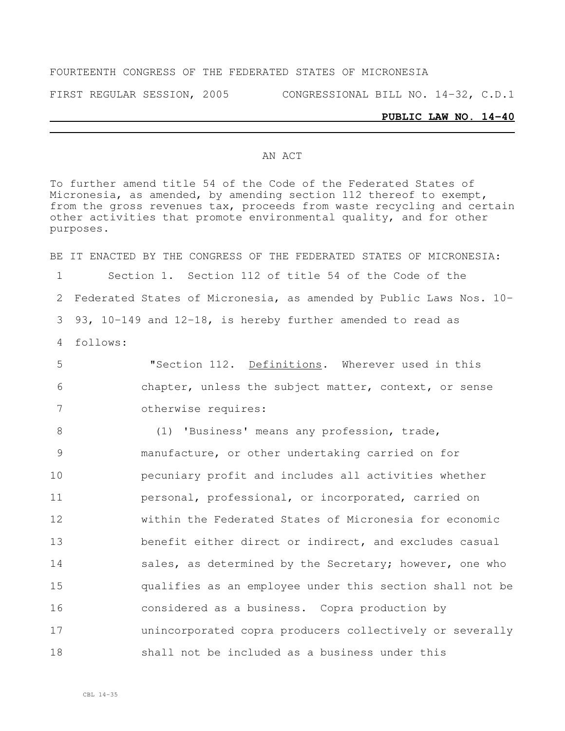FOURTEENTH CONGRESS OF THE FEDERATED STATES OF MICRONESIA

FIRST REGULAR SESSION, 2005 CONGRESSIONAL BILL NO. 14-32, C.D.1

**PUBLIC LAW NO. 14-40**

AN ACT

To further amend title 54 of the Code of the Federated States of Micronesia, as amended, by amending section 112 thereof to exempt, from the gross revenues tax, proceeds from waste recycling and certain other activities that promote environmental quality, and for other purposes.

BE IT ENACTED BY THE CONGRESS OF THE FEDERATED STATES OF MICRONESIA:

Section 1. Section 112 of title 54 of the Code of the Federated States of Micronesia, as amended by Public Laws Nos. 10-93, 10-149 and 12-18, is hereby further amended to read as follows:

"Section 112. Definitions. Wherever used in this chapter, unless the subject matter, context, or sense otherwise requires:

(1) 'Business' means any profession, trade, manufacture, or other undertaking carried on for pecuniary profit and includes all activities whether personal, professional, or incorporated, carried on within the Federated States of Micronesia for economic benefit either direct or indirect, and excludes casual sales, as determined by the Secretary; however, one who qualifies as an employee under this section shall not be considered as a business. Copra production by unincorporated copra producers collectively or severally shall not be included as a business under this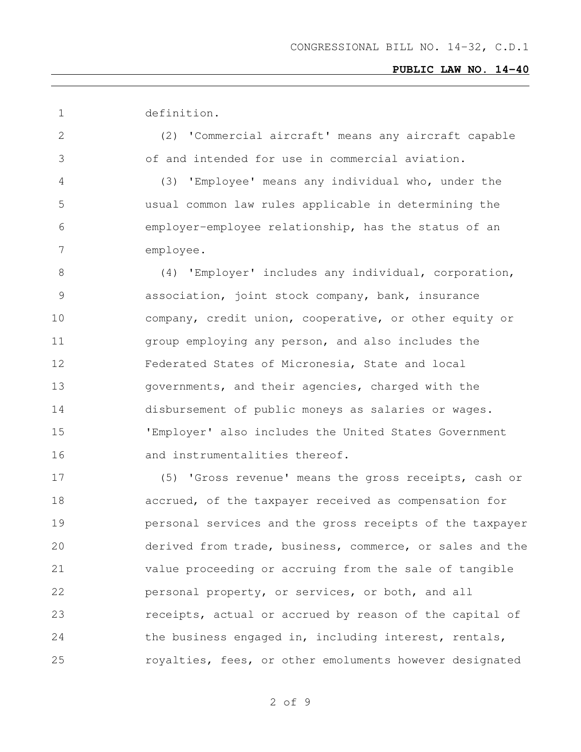definition.

(2) 'Commercial aircraft' means any aircraft capable of and intended for use in commercial aviation.

(3) 'Employee' means any individual who, under the usual common law rules applicable in determining the employer-employee relationship, has the status of an employee.

(4) 'Employer' includes any individual, corporation, association, joint stock company, bank, insurance company, credit union, cooperative, or other equity or group employing any person, and also includes the Federated States of Micronesia, State and local governments, and their agencies, charged with the disbursement of public moneys as salaries or wages. 'Employer' also includes the United States Government and instrumentalities thereof.

(5) 'Gross revenue' means the gross receipts, cash or accrued, of the taxpayer received as compensation for personal services and the gross receipts of the taxpayer derived from trade, business, commerce, or sales and the value proceeding or accruing from the sale of tangible personal property, or services, or both, and all receipts, actual or accrued by reason of the capital of the business engaged in, including interest, rentals, royalties, fees, or other emoluments however designated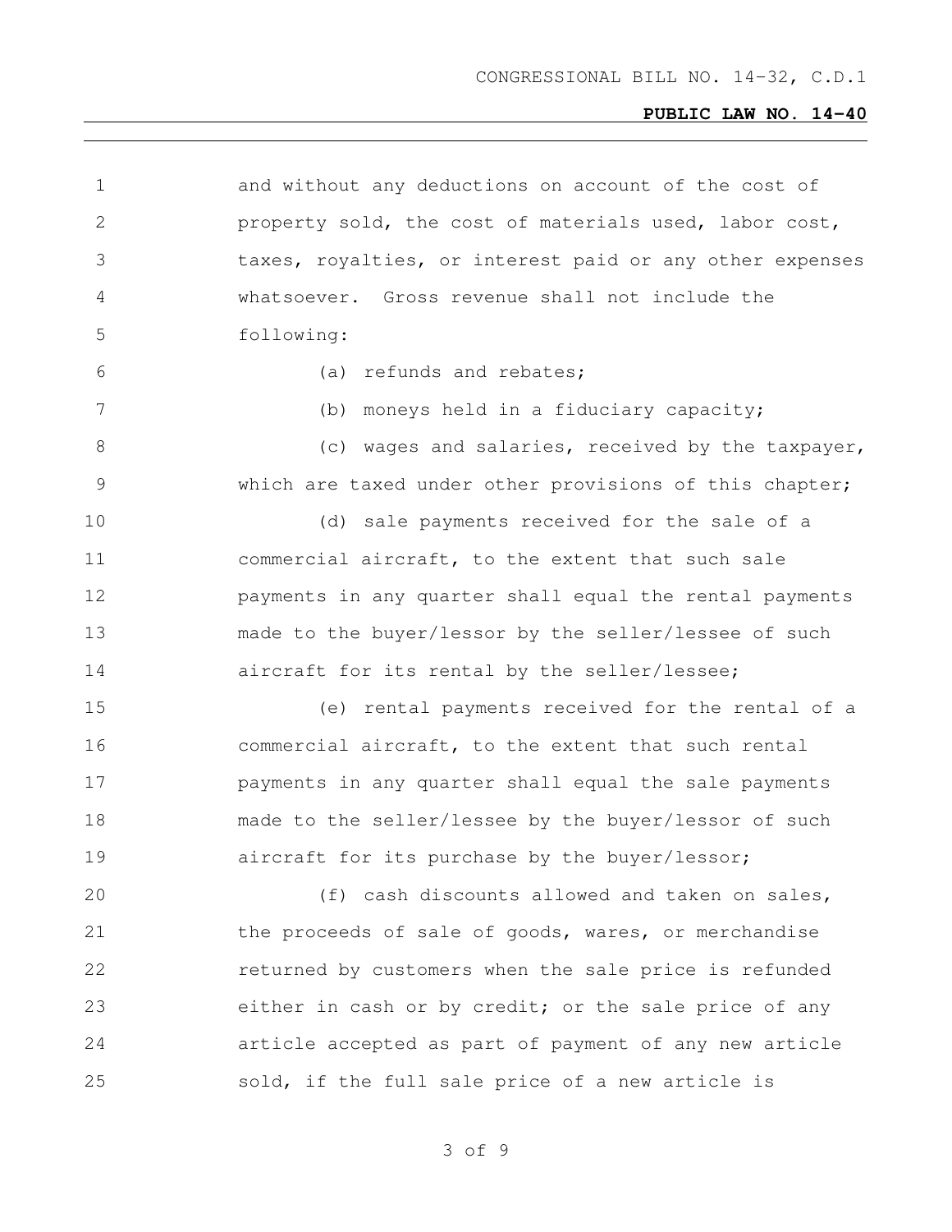and without any deductions on account of the cost of property sold, the cost of materials used, labor cost, taxes, royalties, or interest paid or any other expenses whatsoever. Gross revenue shall not include the following:

(a) refunds and rebates;

(b) moneys held in a fiduciary capacity;

(c) wages and salaries, received by the taxpayer, which are taxed under other provisions of this chapter;

(d) sale payments received for the sale of a commercial aircraft, to the extent that such sale payments in any quarter shall equal the rental payments made to the buyer/lessor by the seller/lessee of such aircraft for its rental by the seller/lessee;

(e) rental payments received for the rental of a commercial aircraft, to the extent that such rental payments in any quarter shall equal the sale payments made to the seller/lessee by the buyer/lessor of such aircraft for its purchase by the buyer/lessor;

(f) cash discounts allowed and taken on sales, the proceeds of sale of goods, wares, or merchandise returned by customers when the sale price is refunded either in cash or by credit; or the sale price of any article accepted as part of payment of any new article sold, if the full sale price of a new article is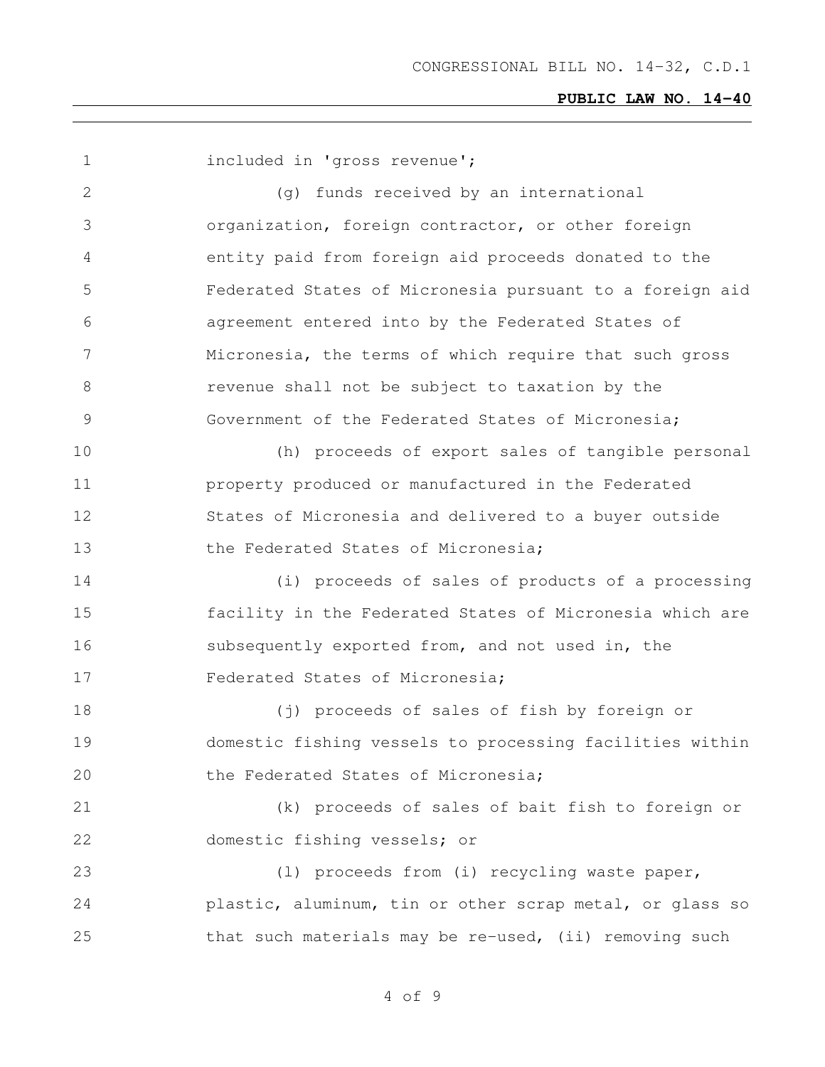included in 'gross revenue';

(g) funds received by an international organization, foreign contractor, or other foreign entity paid from foreign aid proceeds donated to the Federated States of Micronesia pursuant to a foreign aid agreement entered into by the Federated States of Micronesia, the terms of which require that such gross revenue shall not be subject to taxation by the Government of the Federated States of Micronesia;

(h) proceeds of export sales of tangible personal property produced or manufactured in the Federated States of Micronesia and delivered to a buyer outside the Federated States of Micronesia;

(i) proceeds of sales of products of a processing facility in the Federated States of Micronesia which are subsequently exported from, and not used in, the Federated States of Micronesia;

(j) proceeds of sales of fish by foreign or domestic fishing vessels to processing facilities within the Federated States of Micronesia;

(k) proceeds of sales of bait fish to foreign or domestic fishing vessels; or

(l) proceeds from (i) recycling waste paper, plastic, aluminum, tin or other scrap metal, or glass so that such materials may be re-used, (ii) removing such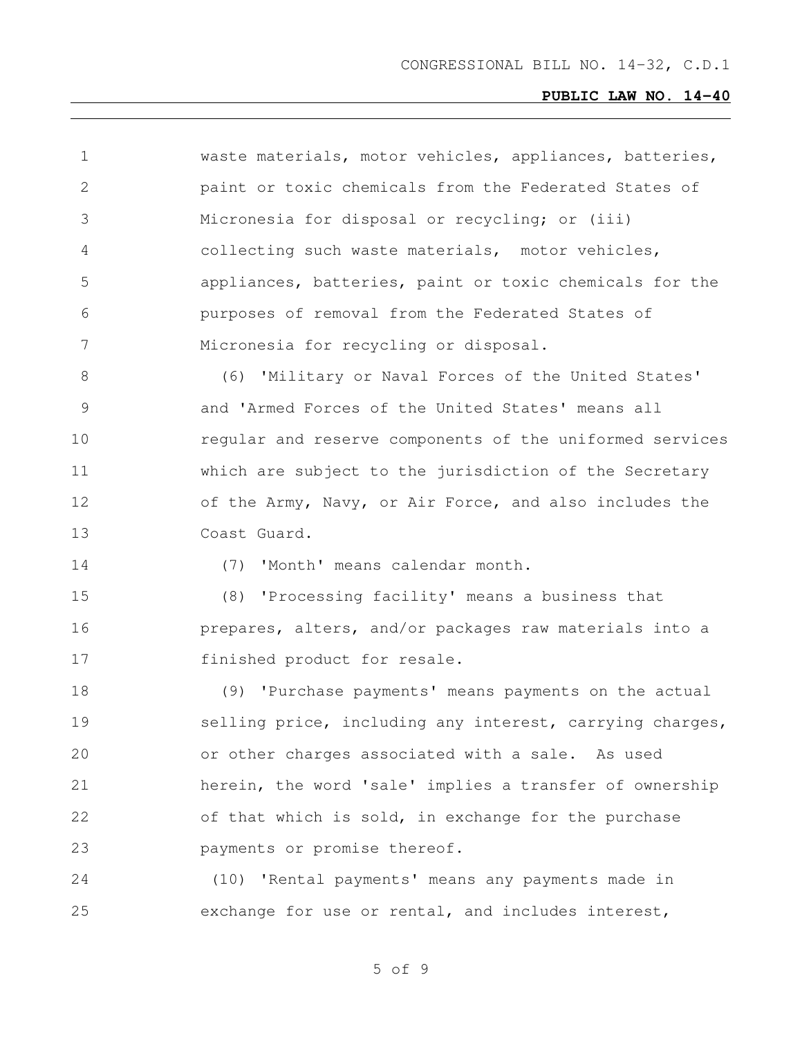waste materials, motor vehicles, appliances, batteries, paint or toxic chemicals from the Federated States of Micronesia for disposal or recycling; or (iii) collecting such waste materials, motor vehicles, appliances, batteries, paint or toxic chemicals for the purposes of removal from the Federated States of Micronesia for recycling or disposal.

(6) 'Military or Naval Forces of the United States' and 'Armed Forces of the United States' means all regular and reserve components of the uniformed services which are subject to the jurisdiction of the Secretary of the Army, Navy, or Air Force, and also includes the Coast Guard.

(7) 'Month' means calendar month.

(8) 'Processing facility' means a business that prepares, alters, and/or packages raw materials into a finished product for resale.

(9) 'Purchase payments' means payments on the actual selling price, including any interest, carrying charges, or other charges associated with a sale. As used herein, the word 'sale' implies a transfer of ownership of that which is sold, in exchange for the purchase payments or promise thereof.

(10) 'Rental payments' means any payments made in exchange for use or rental, and includes interest,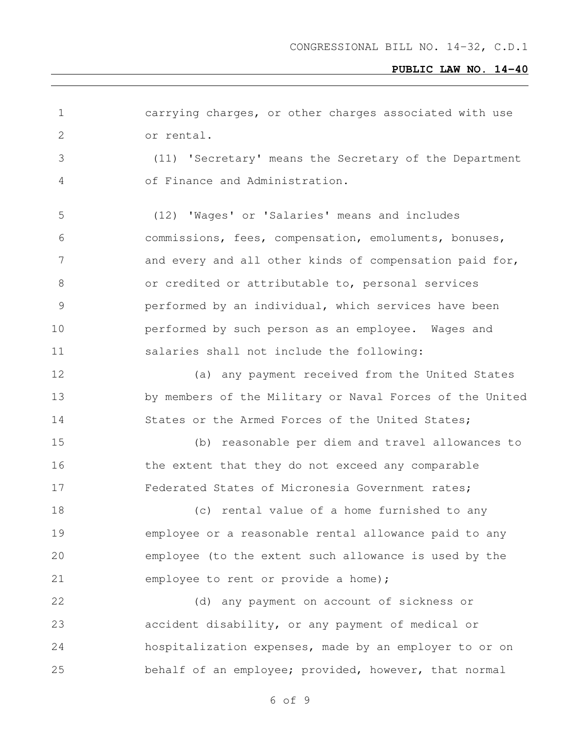carrying charges, or other charges associated with use or rental.

(11) 'Secretary' means the Secretary of the Department of Finance and Administration.

(12) 'Wages' or 'Salaries' means and includes commissions, fees, compensation, emoluments, bonuses, and every and all other kinds of compensation paid for, or credited or attributable to, personal services performed by an individual, which services have been performed by such person as an employee. Wages and salaries shall not include the following:

(a) any payment received from the United States by members of the Military or Naval Forces of the United States or the Armed Forces of the United States;

(b) reasonable per diem and travel allowances to the extent that they do not exceed any comparable Federated States of Micronesia Government rates;

(c) rental value of a home furnished to any employee or a reasonable rental allowance paid to any employee (to the extent such allowance is used by the employee to rent or provide a home);

(d) any payment on account of sickness or accident disability, or any payment of medical or hospitalization expenses, made by an employer to or on behalf of an employee; provided, however, that normal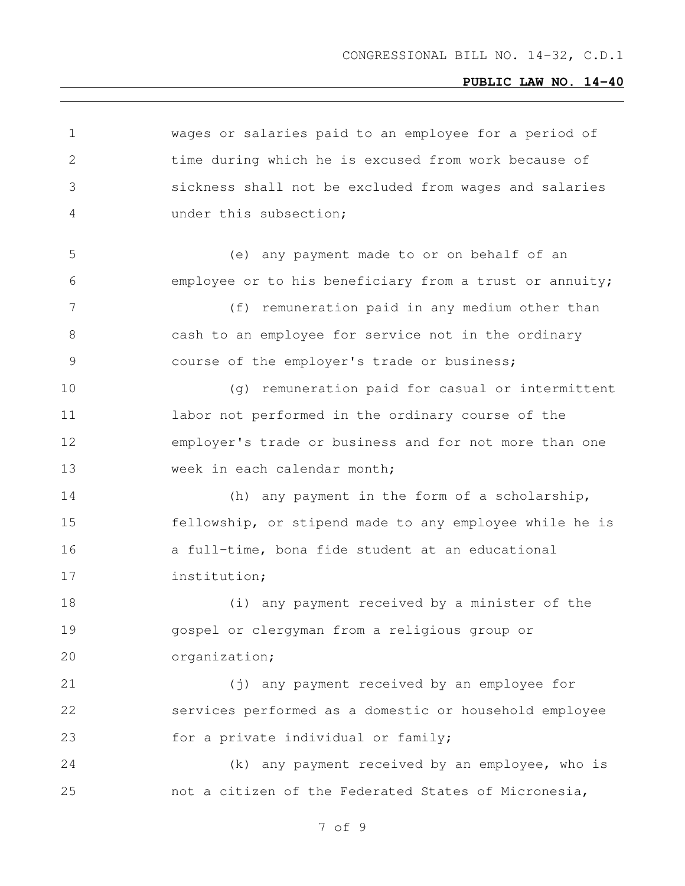wages or salaries paid to an employee for a period of time during which he is excused from work because of sickness shall not be excluded from wages and salaries under this subsection;

(e) any payment made to or on behalf of an employee or to his beneficiary from a trust or annuity;

(f) remuneration paid in any medium other than cash to an employee for service not in the ordinary course of the employer's trade or business;

(g) remuneration paid for casual or intermittent labor not performed in the ordinary course of the employer's trade or business and for not more than one week in each calendar month;

(h) any payment in the form of a scholarship, fellowship, or stipend made to any employee while he is a full-time, bona fide student at an educational institution;

(i) any payment received by a minister of the gospel or clergyman from a religious group or organization;

(j) any payment received by an employee for services performed as a domestic or household employee for a private individual or family;

(k) any payment received by an employee, who is not a citizen of the Federated States of Micronesia,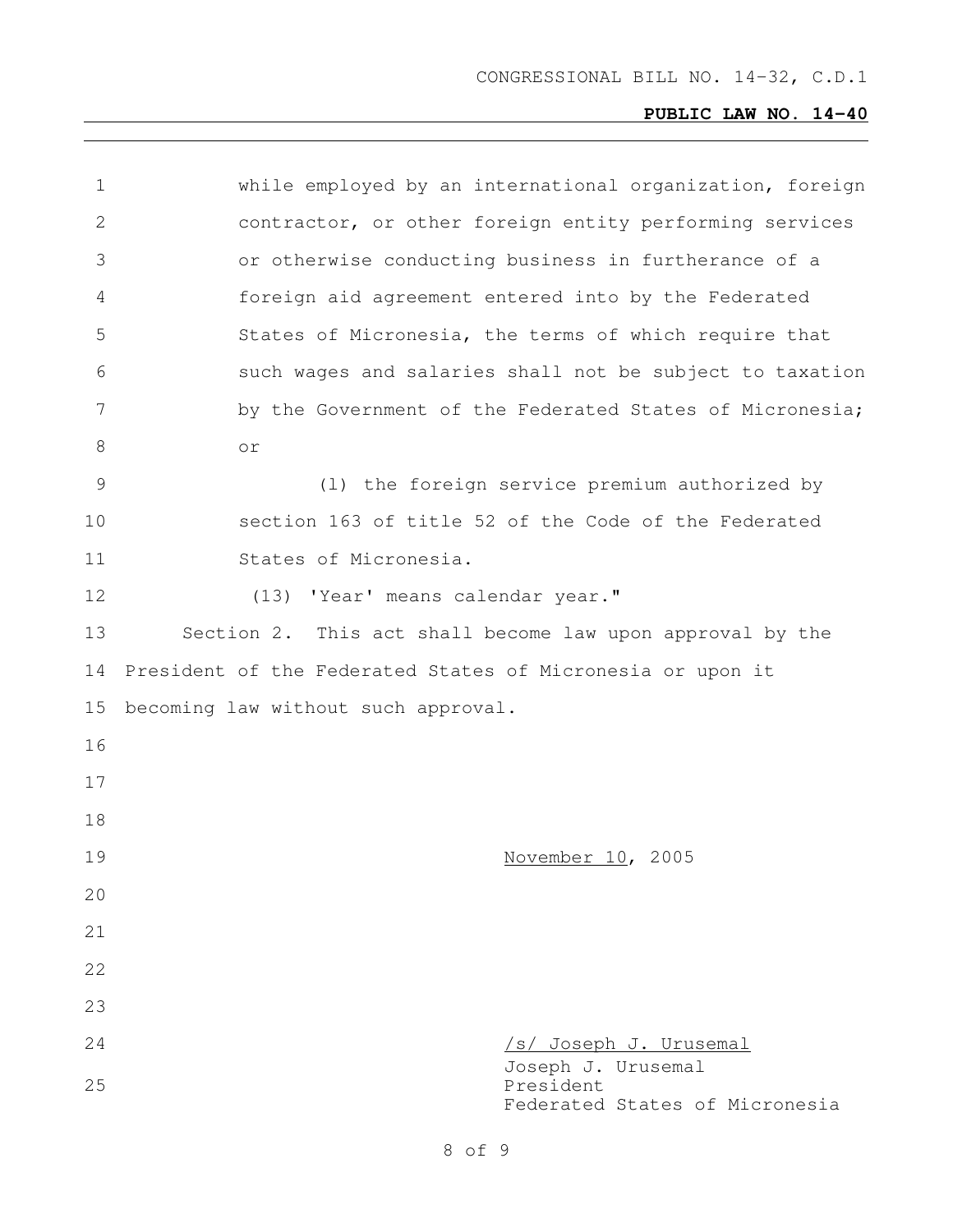while employed by an international organization, foreign contractor, or other foreign entity performing services or otherwise conducting business in furtherance of a foreign aid agreement entered into by the Federated States of Micronesia, the terms of which require that such wages and salaries shall not be subject to taxation by the Government of the Federated States of Micronesia; or

(l) the foreign service premium authorized by section 163 of title 52 of the Code of the Federated States of Micronesia.

(13) 'Year' means calendar year."

Section 2. This act shall become law upon approval by the President of the Federated States of Micronesia or upon it becoming law without such approval.

November 10, 2005

/s/ Joseph J. Urusemal
Joseph J. Urusemal
President
Federated States of Micronesia